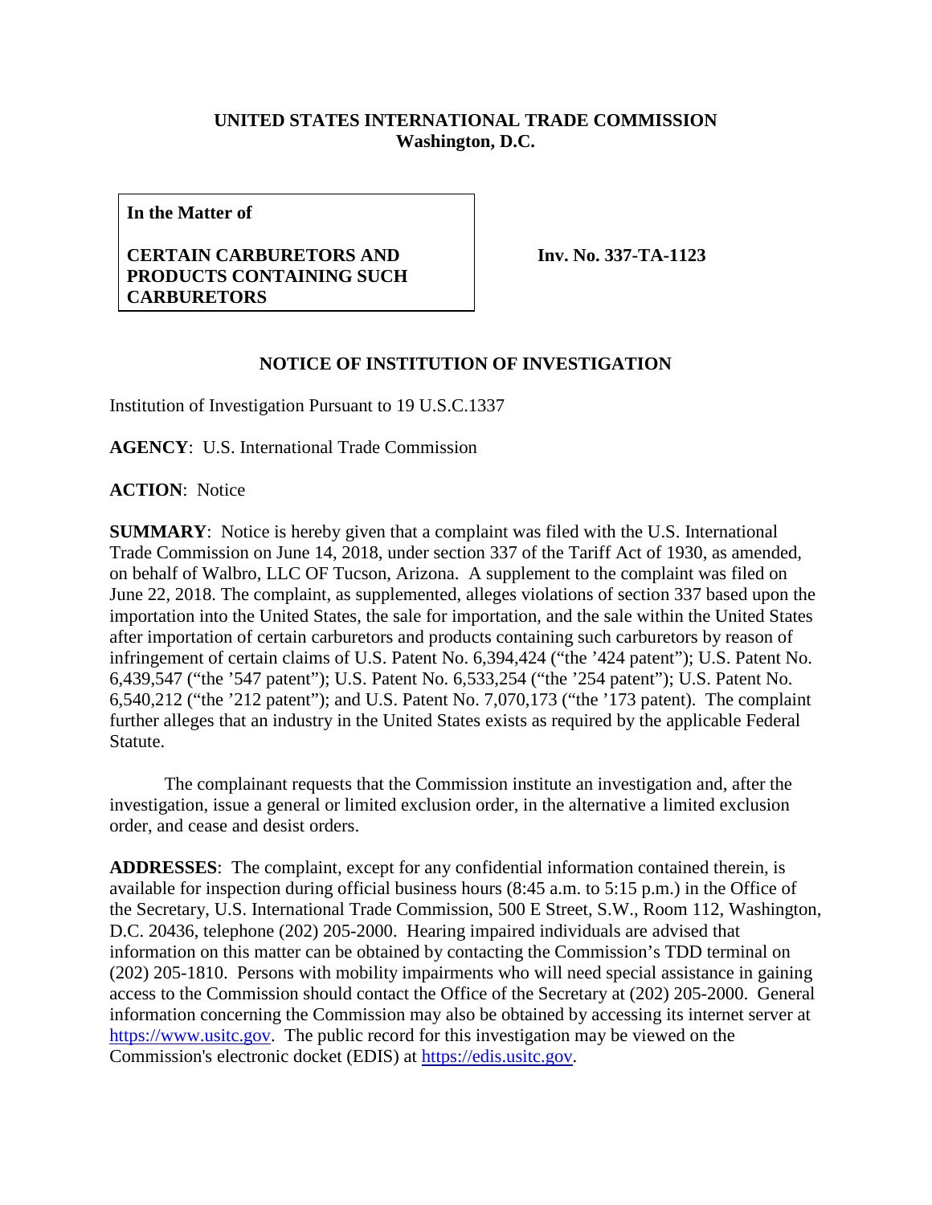**UNITED STATES INTERNATIONAL TRADE COMMISSION**
**Washington, D.C.**

| **In the Matter of** <br><br> **CERTAIN CARBURETORS AND PRODUCTS CONTAINING SUCH CARBURETORS** | **Inv. No. 337-TA-1123** |
|---|---|

**NOTICE OF INSTITUTION OF INVESTIGATION**

Institution of Investigation Pursuant to 19 U.S.C.1337

**AGENCY**: U.S. International Trade Commission

**ACTION**: Notice

**SUMMARY**: Notice is hereby given that a complaint was filed with the U.S. International Trade Commission on June 14, 2018, under section 337 of the Tariff Act of 1930, as amended, on behalf of Walbro, LLC OF Tucson, Arizona. A supplement to the complaint was filed on June 22, 2018. The complaint, as supplemented, alleges violations of section 337 based upon the importation into the United States, the sale for importation, and the sale within the United States after importation of certain carburetors and products containing such carburetors by reason of infringement of certain claims of U.S. Patent No. 6,394,424 ("the '424 patent"); U.S. Patent No. 6,439,547 ("the '547 patent"); U.S. Patent No. 6,533,254 ("the '254 patent"); U.S. Patent No. 6,540,212 ("the '212 patent"); and U.S. Patent No. 7,070,173 ("the '173 patent). The complaint further alleges that an industry in the United States exists as required by the applicable Federal Statute.

The complainant requests that the Commission institute an investigation and, after the investigation, issue a general or limited exclusion order, in the alternative a limited exclusion order, and cease and desist orders.

**ADDRESSES**: The complaint, except for any confidential information contained therein, is available for inspection during official business hours (8:45 a.m. to 5:15 p.m.) in the Office of the Secretary, U.S. International Trade Commission, 500 E Street, S.W., Room 112, Washington, D.C. 20436, telephone (202) 205-2000. Hearing impaired individuals are advised that information on this matter can be obtained by contacting the Commission's TDD terminal on (202) 205-1810. Persons with mobility impairments who will need special assistance in gaining access to the Commission should contact the Office of the Secretary at (202) 205-2000. General information concerning the Commission may also be obtained by accessing its internet server at https://www.usitc.gov. The public record for this investigation may be viewed on the Commission's electronic docket (EDIS) at https://edis.usitc.gov.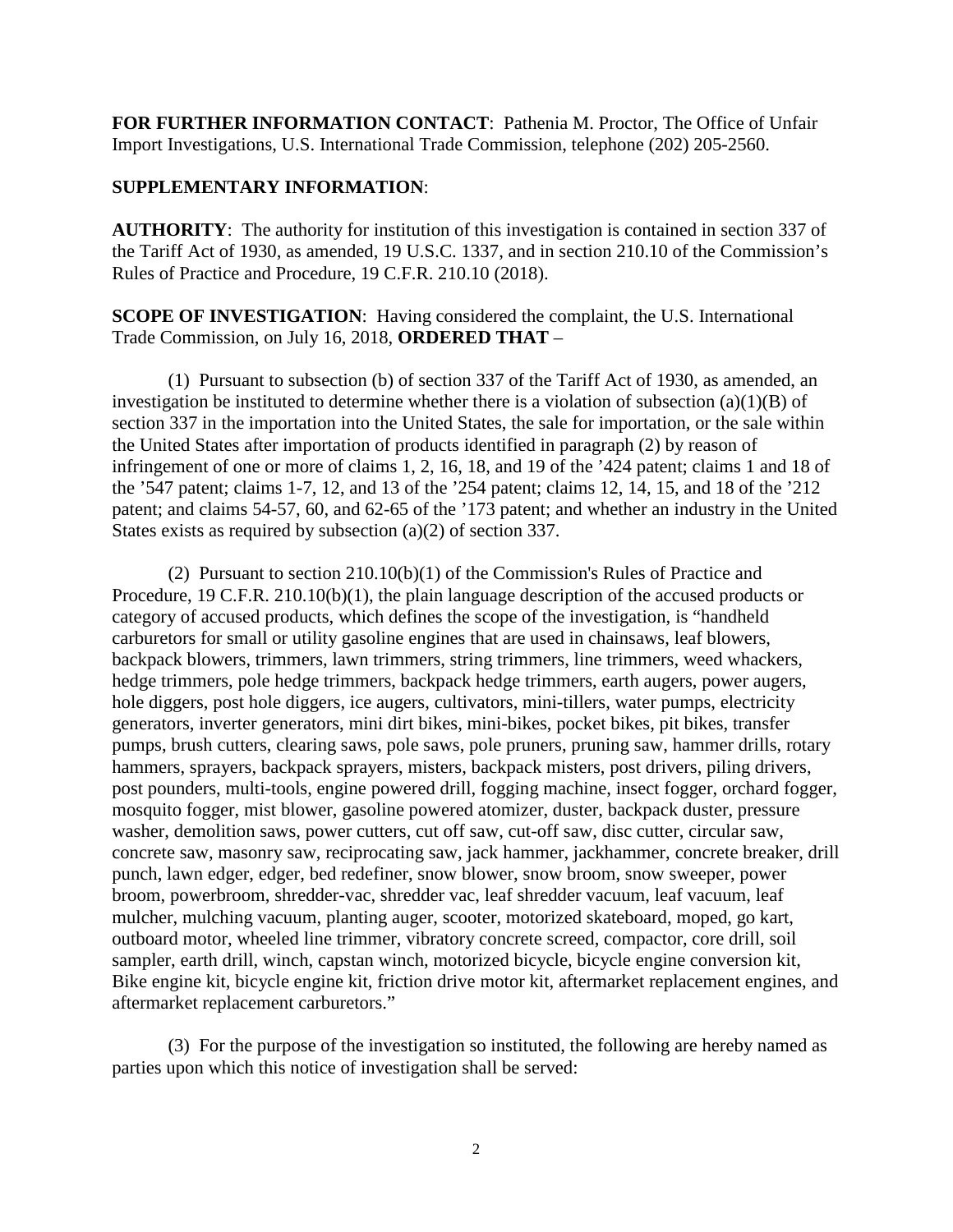**FOR FURTHER INFORMATION CONTACT**: Pathenia M. Proctor, The Office of Unfair Import Investigations, U.S. International Trade Commission, telephone (202) 205-2560.

**SUPPLEMENTARY INFORMATION**:

**AUTHORITY**: The authority for institution of this investigation is contained in section 337 of the Tariff Act of 1930, as amended, 19 U.S.C. 1337, and in section 210.10 of the Commission's Rules of Practice and Procedure, 19 C.F.R. 210.10 (2018).

**SCOPE OF INVESTIGATION**: Having considered the complaint, the U.S. International Trade Commission, on July 16, 2018, **ORDERED THAT** –

(1) Pursuant to subsection (b) of section 337 of the Tariff Act of 1930, as amended, an investigation be instituted to determine whether there is a violation of subsection (a)(1)(B) of section 337 in the importation into the United States, the sale for importation, or the sale within the United States after importation of products identified in paragraph (2) by reason of infringement of one or more of claims 1, 2, 16, 18, and 19 of the '424 patent; claims 1 and 18 of the '547 patent; claims 1-7, 12, and 13 of the '254 patent; claims 12, 14, 15, and 18 of the '212 patent; and claims 54-57, 60, and 62-65 of the '173 patent; and whether an industry in the United States exists as required by subsection (a)(2) of section 337.

(2) Pursuant to section 210.10(b)(1) of the Commission's Rules of Practice and Procedure, 19 C.F.R. 210.10(b)(1), the plain language description of the accused products or category of accused products, which defines the scope of the investigation, is "handheld carburetors for small or utility gasoline engines that are used in chainsaws, leaf blowers, backpack blowers, trimmers, lawn trimmers, string trimmers, line trimmers, weed whackers, hedge trimmers, pole hedge trimmers, backpack hedge trimmers, earth augers, power augers, hole diggers, post hole diggers, ice augers, cultivators, mini-tillers, water pumps, electricity generators, inverter generators, mini dirt bikes, mini-bikes, pocket bikes, pit bikes, transfer pumps, brush cutters, clearing saws, pole saws, pole pruners, pruning saw, hammer drills, rotary hammers, sprayers, backpack sprayers, misters, backpack misters, post drivers, piling drivers, post pounders, multi-tools, engine powered drill, fogging machine, insect fogger, orchard fogger, mosquito fogger, mist blower, gasoline powered atomizer, duster, backpack duster, pressure washer, demolition saws, power cutters, cut off saw, cut-off saw, disc cutter, circular saw, concrete saw, masonry saw, reciprocating saw, jack hammer, jackhammer, concrete breaker, drill punch, lawn edger, edger, bed redefiner, snow blower, snow broom, snow sweeper, power broom, powerbroom, shredder-vac, shredder vac, leaf shredder vacuum, leaf vacuum, leaf mulcher, mulching vacuum, planting auger, scooter, motorized skateboard, moped, go kart, outboard motor, wheeled line trimmer, vibratory concrete screed, compactor, core drill, soil sampler, earth drill, winch, capstan winch, motorized bicycle, bicycle engine conversion kit, Bike engine kit, bicycle engine kit, friction drive motor kit, aftermarket replacement engines, and aftermarket replacement carburetors."

(3) For the purpose of the investigation so instituted, the following are hereby named as parties upon which this notice of investigation shall be served: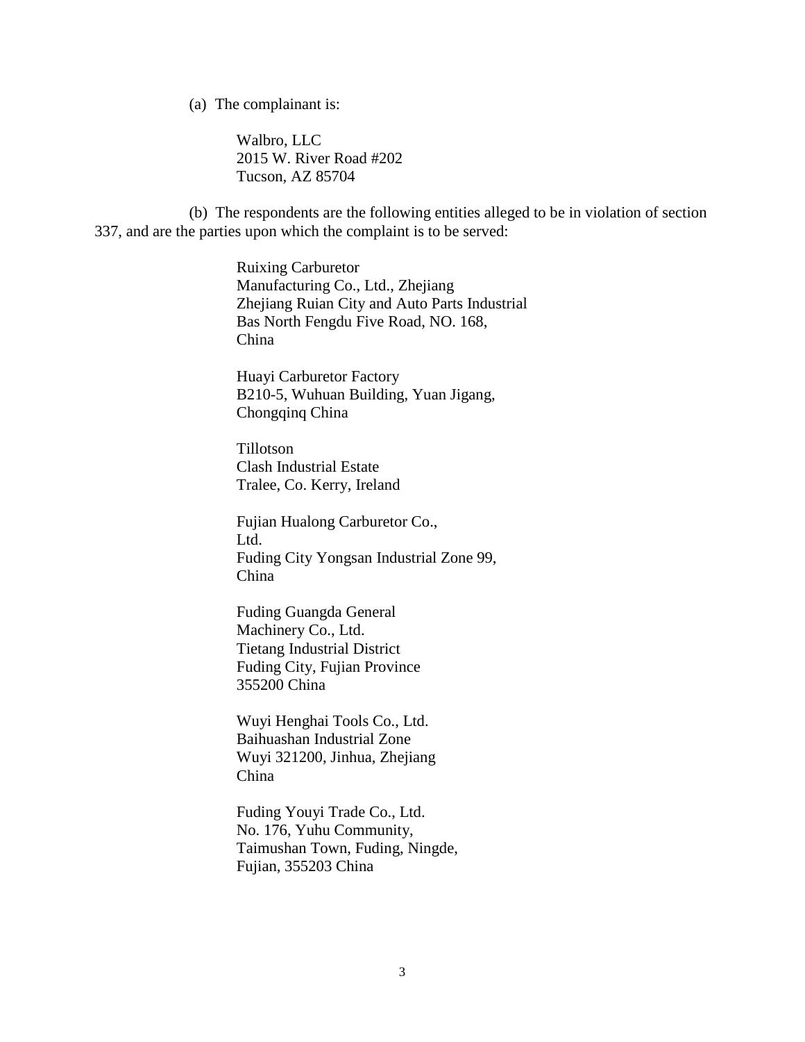(a) The complainant is:

Walbro, LLC
2015 W. River Road #202
Tucson, AZ 85704

(b) The respondents are the following entities alleged to be in violation of section 337, and are the parties upon which the complaint is to be served:

Ruixing Carburetor
Manufacturing Co., Ltd., Zhejiang
Zhejiang Ruian City and Auto Parts Industrial
Bas North Fengdu Five Road, NO. 168,
China

Huayi Carburetor Factory
B210-5, Wuhuan Building, Yuan Jigang,
Chongqinq China

Tillotson
Clash Industrial Estate
Tralee, Co. Kerry, Ireland

Fujian Hualong Carburetor Co.,
Ltd.
Fuding City Yongsan Industrial Zone 99,
China

Fuding Guangda General
Machinery Co., Ltd.
Tietang Industrial District
Fuding City, Fujian Province
355200 China

Wuyi Henghai Tools Co., Ltd.
Baihuashan Industrial Zone
Wuyi 321200, Jinhua, Zhejiang
China

Fuding Youyi Trade Co., Ltd.
No. 176, Yuhu Community,
Taimushan Town, Fuding, Ningde,
Fujian, 355203 China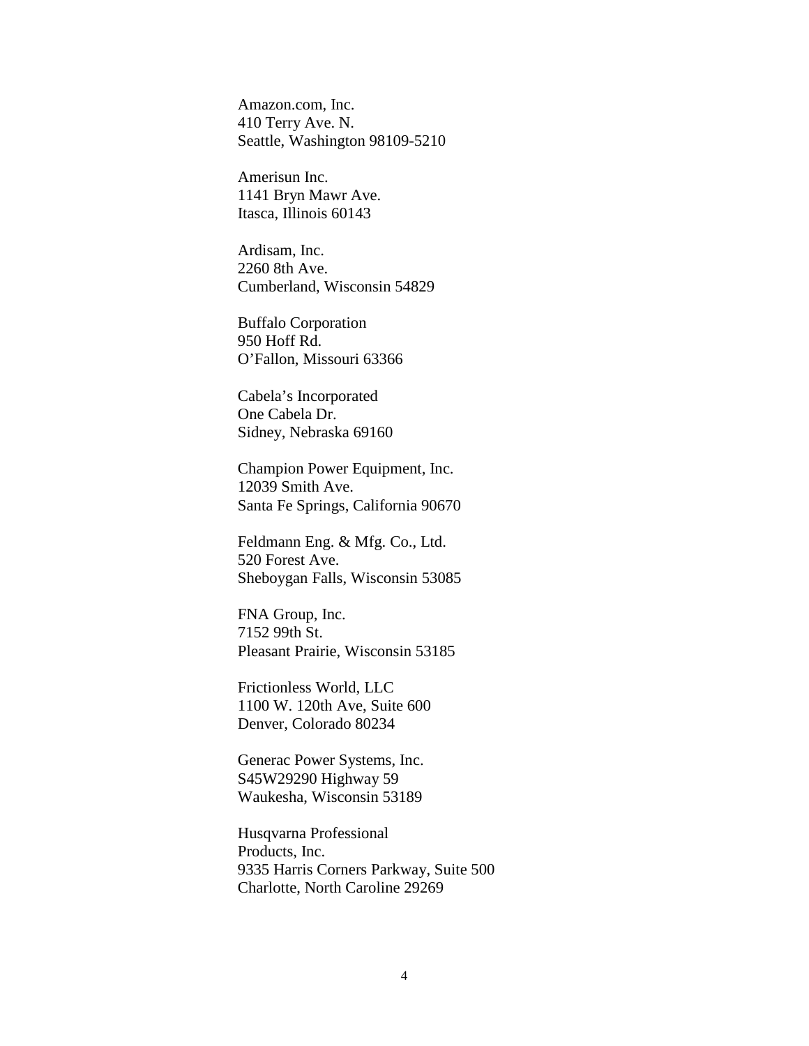Amazon.com, Inc.
410 Terry Ave. N.
Seattle, Washington 98109-5210

Amerisun Inc.
1141 Bryn Mawr Ave.
Itasca, Illinois 60143

Ardisam, Inc.
2260 8th Ave.
Cumberland, Wisconsin 54829

Buffalo Corporation
950 Hoff Rd.
O'Fallon, Missouri 63366

Cabela's Incorporated
One Cabela Dr.
Sidney, Nebraska 69160

Champion Power Equipment, Inc.
12039 Smith Ave.
Santa Fe Springs, California 90670

Feldmann Eng. & Mfg. Co., Ltd.
520 Forest Ave.
Sheboygan Falls, Wisconsin 53085

FNA Group, Inc.
7152 99th St.
Pleasant Prairie, Wisconsin 53185

Frictionless World, LLC
1100 W. 120th Ave, Suite 600
Denver, Colorado 80234

Generac Power Systems, Inc.
S45W29290 Highway 59
Waukesha, Wisconsin 53189

Husqvarna Professional
Products, Inc.
9335 Harris Corners Parkway, Suite 500
Charlotte, North Caroline 29269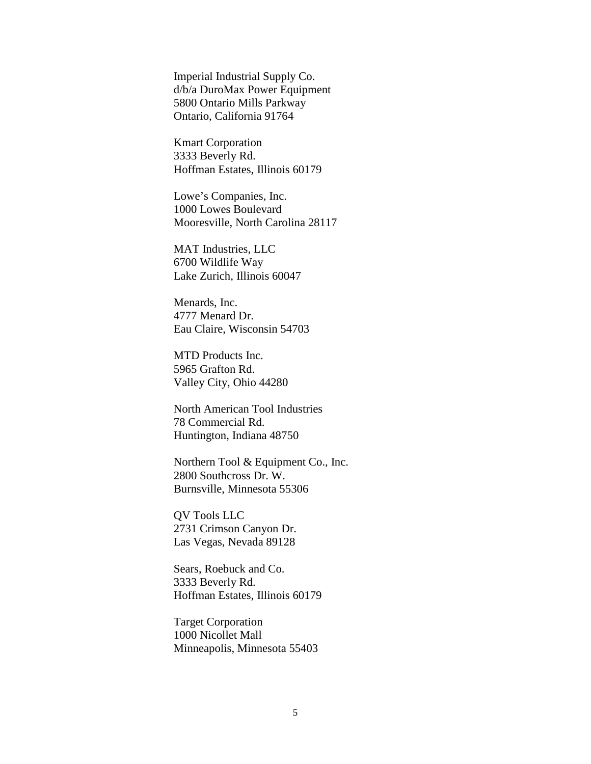Imperial Industrial Supply Co.
d/b/a DuroMax Power Equipment
5800 Ontario Mills Parkway
Ontario, California 91764

Kmart Corporation
3333 Beverly Rd.
Hoffman Estates, Illinois 60179

Lowe's Companies, Inc.
1000 Lowes Boulevard
Mooresville, North Carolina 28117

MAT Industries, LLC
6700 Wildlife Way
Lake Zurich, Illinois 60047

Menards, Inc.
4777 Menard Dr.
Eau Claire, Wisconsin 54703

MTD Products Inc.
5965 Grafton Rd.
Valley City, Ohio 44280

North American Tool Industries
78 Commercial Rd.
Huntington, Indiana 48750

Northern Tool & Equipment Co., Inc.
2800 Southcross Dr. W.
Burnsville, Minnesota 55306

QV Tools LLC
2731 Crimson Canyon Dr.
Las Vegas, Nevada 89128

Sears, Roebuck and Co.
3333 Beverly Rd.
Hoffman Estates, Illinois 60179

Target Corporation
1000 Nicollet Mall
Minneapolis, Minnesota 55403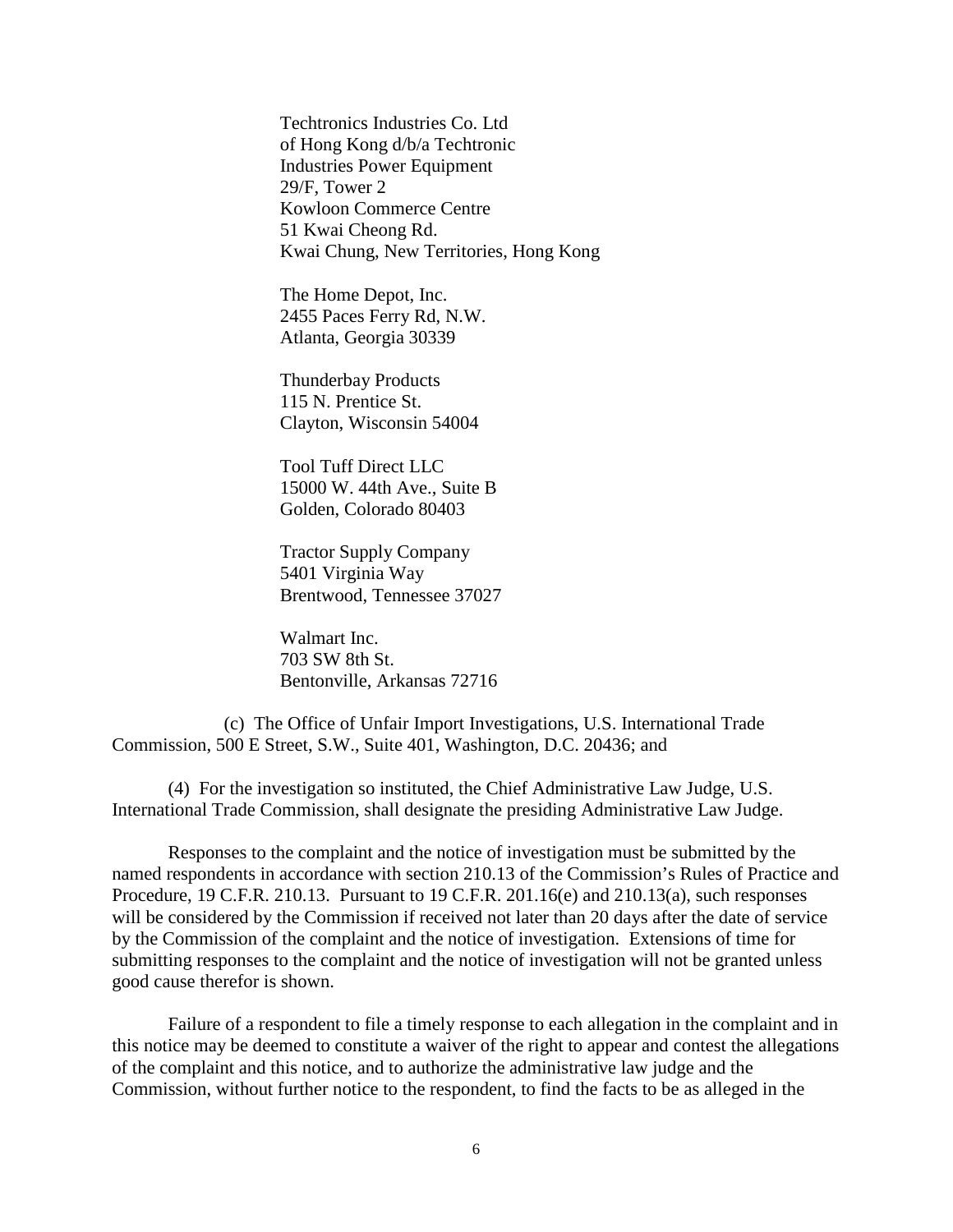Techtronics Industries Co. Ltd
of Hong Kong d/b/a Techtronic
Industries Power Equipment
29/F, Tower 2
Kowloon Commerce Centre
51 Kwai Cheong Rd.
Kwai Chung, New Territories, Hong Kong

The Home Depot, Inc.
2455 Paces Ferry Rd, N.W.
Atlanta, Georgia 30339

Thunderbay Products
115 N. Prentice St.
Clayton, Wisconsin 54004

Tool Tuff Direct LLC
15000 W. 44th Ave., Suite B
Golden, Colorado 80403

Tractor Supply Company
5401 Virginia Way
Brentwood, Tennessee 37027

Walmart Inc.
703 SW 8th St.
Bentonville, Arkansas 72716

(c) The Office of Unfair Import Investigations, U.S. International Trade Commission, 500 E Street, S.W., Suite 401, Washington, D.C. 20436; and

(4) For the investigation so instituted, the Chief Administrative Law Judge, U.S. International Trade Commission, shall designate the presiding Administrative Law Judge.

Responses to the complaint and the notice of investigation must be submitted by the named respondents in accordance with section 210.13 of the Commission's Rules of Practice and Procedure, 19 C.F.R. 210.13. Pursuant to 19 C.F.R. 201.16(e) and 210.13(a), such responses will be considered by the Commission if received not later than 20 days after the date of service by the Commission of the complaint and the notice of investigation. Extensions of time for submitting responses to the complaint and the notice of investigation will not be granted unless good cause therefor is shown.

Failure of a respondent to file a timely response to each allegation in the complaint and in this notice may be deemed to constitute a waiver of the right to appear and contest the allegations of the complaint and this notice, and to authorize the administrative law judge and the Commission, without further notice to the respondent, to find the facts to be as alleged in the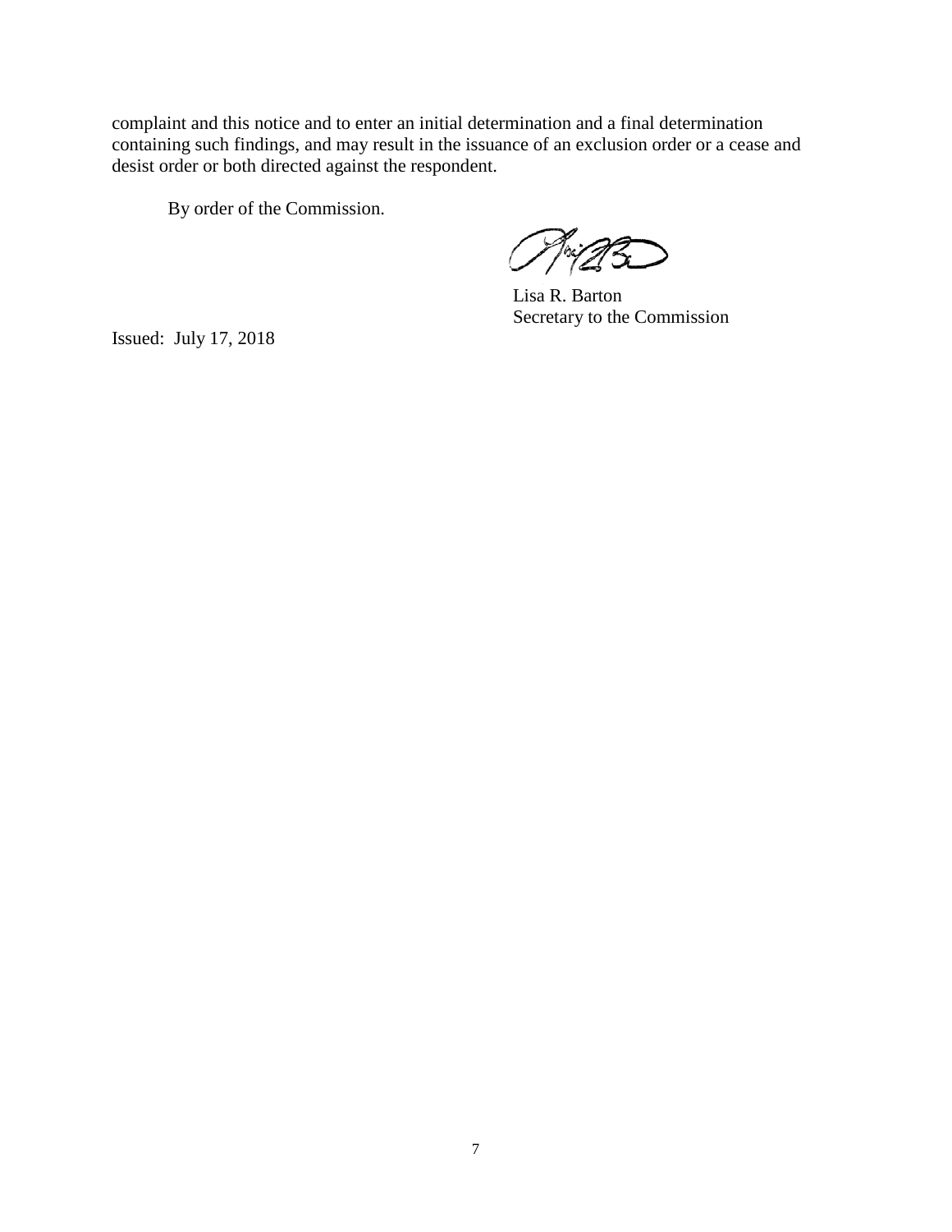complaint and this notice and to enter an initial determination and a final determination containing such findings, and may result in the issuance of an exclusion order or a cease and desist order or both directed against the respondent.

By order of the Commission.

Lisa R. Barton
Secretary to the Commission

Issued: July 17, 2018